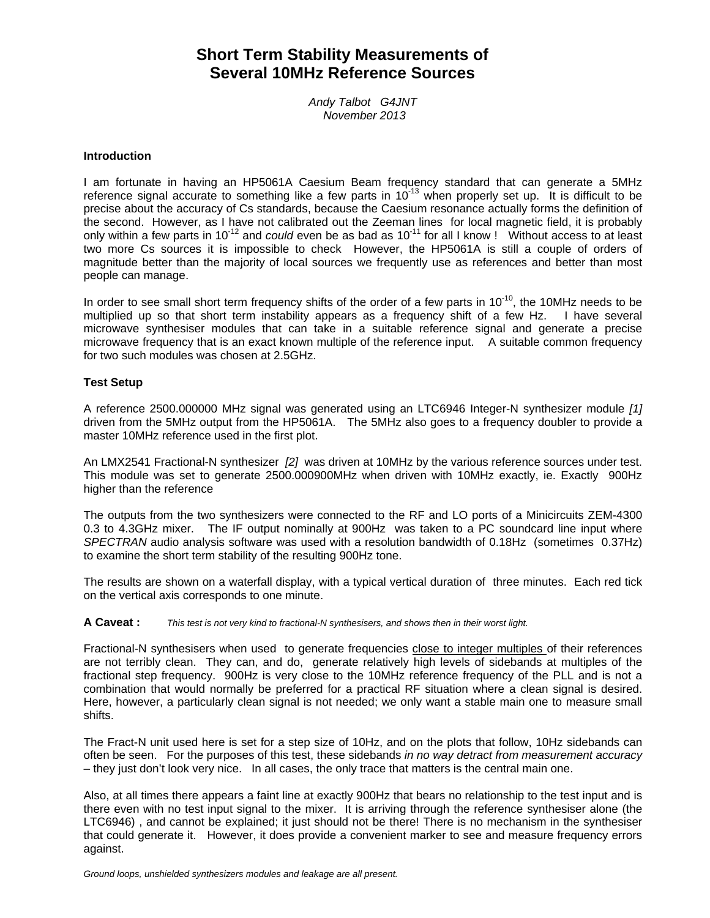# Short Term Stability Measurements of Several 10MHz Reference Sources

*Andy Talbot G4JNT*
*November 2013*

### Introduction

I am fortunate in having an HP5061A Caesium Beam frequency standard that can generate a 5MHz reference signal accurate to something like a few parts in $10^{-13}$ when properly set up. It is difficult to be precise about the accuracy of Cs standards, because the Caesium resonance actually forms the definition of the second. However, as I have not calibrated out the Zeeman lines for local magnetic field, it is probably only within a few parts in $10^{-12}$ and *could* even be as bad as $10^{-11}$ for all I know ! Without access to at least two more Cs sources it is impossible to check However, the HP5061A is still a couple of orders of magnitude better than the majority of local sources we frequently use as references and better than most people can manage.

In order to see small short term frequency shifts of the order of a few parts in $10^{-10}$, the 10MHz needs to be multiplied up so that short term instability appears as a frequency shift of a few Hz. I have several microwave synthesiser modules that can take in a suitable reference signal and generate a precise microwave frequency that is an exact known multiple of the reference input. A suitable common frequency for two such modules was chosen at 2.5GHz.

### Test Setup

A reference 2500.000000 MHz signal was generated using an LTC6946 Integer-N synthesizer module *[1]* driven from the 5MHz output from the HP5061A. The 5MHz also goes to a frequency doubler to provide a master 10MHz reference used in the first plot.

An LMX2541 Fractional-N synthesizer *[2]* was driven at 10MHz by the various reference sources under test. This module was set to generate 2500.000900MHz when driven with 10MHz exactly, ie. Exactly 900Hz higher than the reference

The outputs from the two synthesizers were connected to the RF and LO ports of a Minicircuits ZEM-4300 0.3 to 4.3GHz mixer. The IF output nominally at 900Hz was taken to a PC soundcard line input where *SPECTRAN* audio analysis software was used with a resolution bandwidth of 0.18Hz (sometimes 0.37Hz) to examine the short term stability of the resulting 900Hz tone.

The results are shown on a waterfall display, with a typical vertical duration of three minutes. Each red tick on the vertical axis corresponds to one minute.

**A Caveat :** *This test is not very kind to fractional-N synthesisers, and shows then in their worst light.*

Fractional-N synthesisers when used to generate frequencies close to integer multiples of their references are not terribly clean. They can, and do, generate relatively high levels of sidebands at multiples of the fractional step frequency. 900Hz is very close to the 10MHz reference frequency of the PLL and is not a combination that would normally be preferred for a practical RF situation where a clean signal is desired. Here, however, a particularly clean signal is not needed; we only want a stable main one to measure small shifts.

The Fract-N unit used here is set for a step size of 10Hz, and on the plots that follow, 10Hz sidebands can often be seen. For the purposes of this test, these sidebands *in no way detract from measurement accuracy* – they just don't look very nice. In all cases, the only trace that matters is the central main one.

Also, at all times there appears a faint line at exactly 900Hz that bears no relationship to the test input and is there even with no test input signal to the mixer. It is arriving through the reference synthesiser alone (the LTC6946) , and cannot be explained; it just should not be there! There is no mechanism in the synthesiser that could generate it. However, it does provide a convenient marker to see and measure frequency errors against.

*Ground loops, unshielded synthesizers modules and leakage are all present.*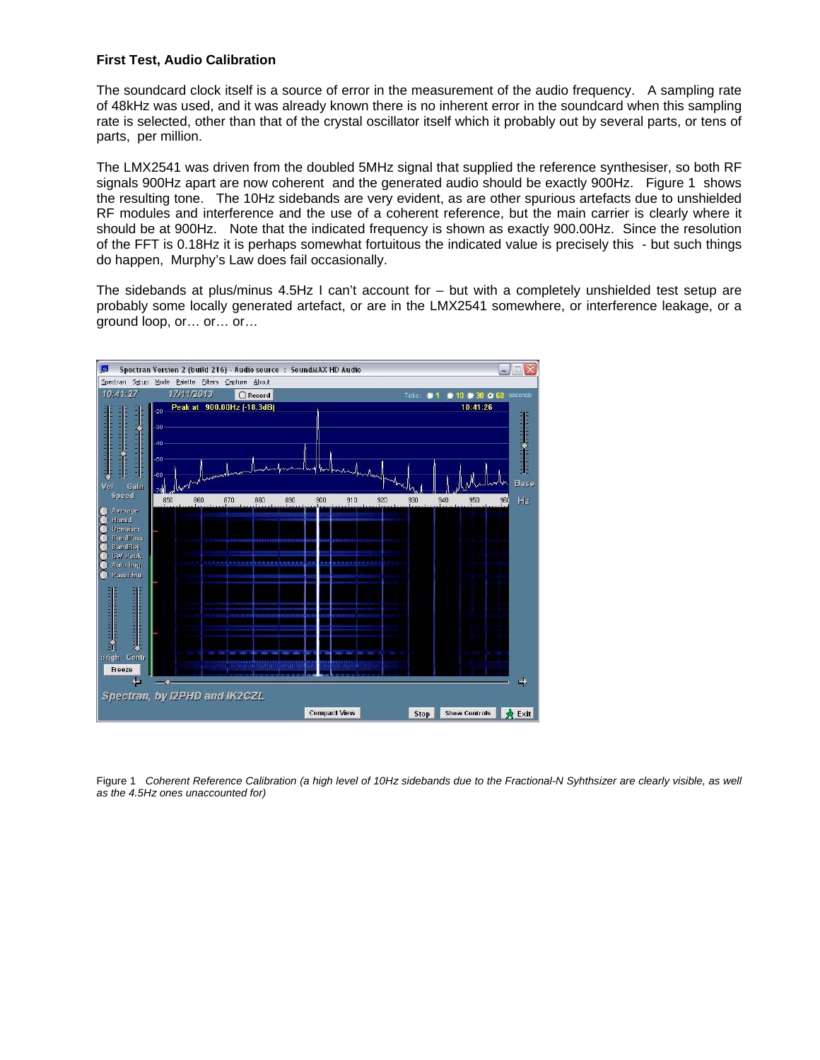**First Test, Audio Calibration**

The soundcard clock itself is a source of error in the measurement of the audio frequency. A sampling rate of 48kHz was used, and it was already known there is no inherent error in the soundcard when this sampling rate is selected, other than that of the crystal oscillator itself which it probably out by several parts, or tens of parts, per million.

The LMX2541 was driven from the doubled 5MHz signal that supplied the reference synthesiser, so both RF signals 900Hz apart are now coherent and the generated audio should be exactly 900Hz. Figure 1 shows the resulting tone. The 10Hz sidebands are very evident, as are other spurious artefacts due to unshielded RF modules and interference and the use of a coherent reference, but the main carrier is clearly where it should be at 900Hz. Note that the indicated frequency is shown as exactly 900.00Hz. Since the resolution of the FFT is 0.18Hz it is perhaps somewhat fortuitous the indicated value is precisely this - but such things do happen, Murphy's Law does fail occasionally.

The sidebands at plus/minus 4.5Hz I can't account for – but with a completely unshielded test setup are probably some locally generated artefact, or are in the LMX2541 somewhere, or interference leakage, or a ground loop, or… or… or…

Figure 1 *Coherent Reference Calibration (a high level of 10Hz sidebands due to the Fractional-N Syhthsizer are clearly visible, as well as the 4.5Hz ones unaccounted for)*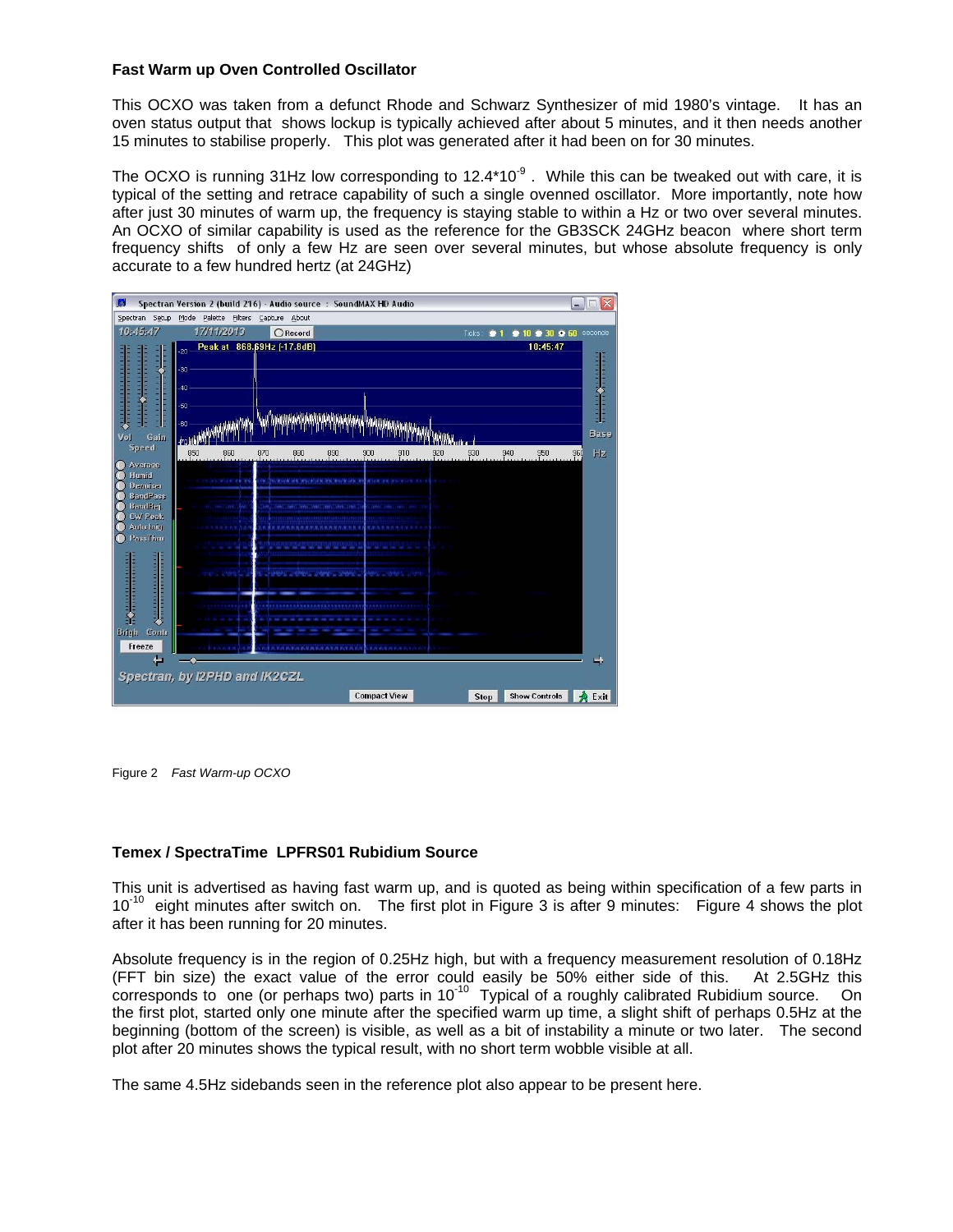**Fast Warm up Oven Controlled Oscillator**

This OCXO was taken from a defunct Rhode and Schwarz Synthesizer of mid 1980's vintage. It has an oven status output that shows lockup is typically achieved after about 5 minutes, and it then needs another 15 minutes to stabilise properly. This plot was generated after it had been on for 30 minutes.

The OCXO is running 31Hz low corresponding to $12.4*10^{-9}$. While this can be tweaked out with care, it is typical of the setting and retrace capability of such a single ovenned oscillator. More importantly, note how after just 30 minutes of warm up, the frequency is staying stable to within a Hz or two over several minutes. An OCXO of similar capability is used as the reference for the GB3SCK 24GHz beacon where short term frequency shifts of only a few Hz are seen over several minutes, but whose absolute frequency is only accurate to a few hundred hertz (at 24GHz)

Figure 2 *Fast Warm-up OCXO*

**Temex / SpectraTime LPFRS01 Rubidium Source**

This unit is advertised as having fast warm up, and is quoted as being within specification of a few parts in $10^{-10}$ eight minutes after switch on. The first plot in Figure 3 is after 9 minutes: Figure 4 shows the plot after it has been running for 20 minutes.

Absolute frequency is in the region of 0.25Hz high, but with a frequency measurement resolution of 0.18Hz (FFT bin size) the exact value of the error could easily be 50% either side of this. At 2.5GHz this corresponds to one (or perhaps two) parts in $10^{-10}$ Typical of a roughly calibrated Rubidium source. On the first plot, started only one minute after the specified warm up time, a slight shift of perhaps 0.5Hz at the beginning (bottom of the screen) is visible, as well as a bit of instability a minute or two later. The second plot after 20 minutes shows the typical result, with no short term wobble visible at all.

The same 4.5Hz sidebands seen in the reference plot also appear to be present here.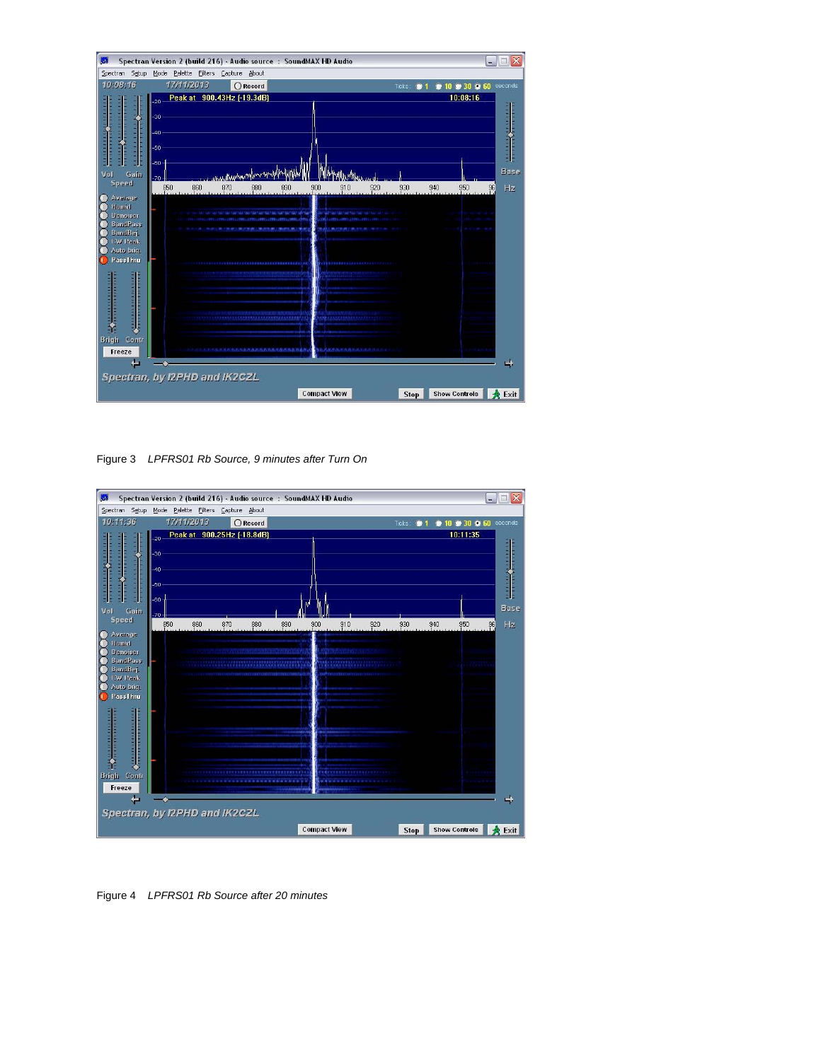Figure 3 *LPFRS01 Rb Source, 9 minutes after Turn On*

Figure 4 *LPFRS01 Rb Source after 20 minutes*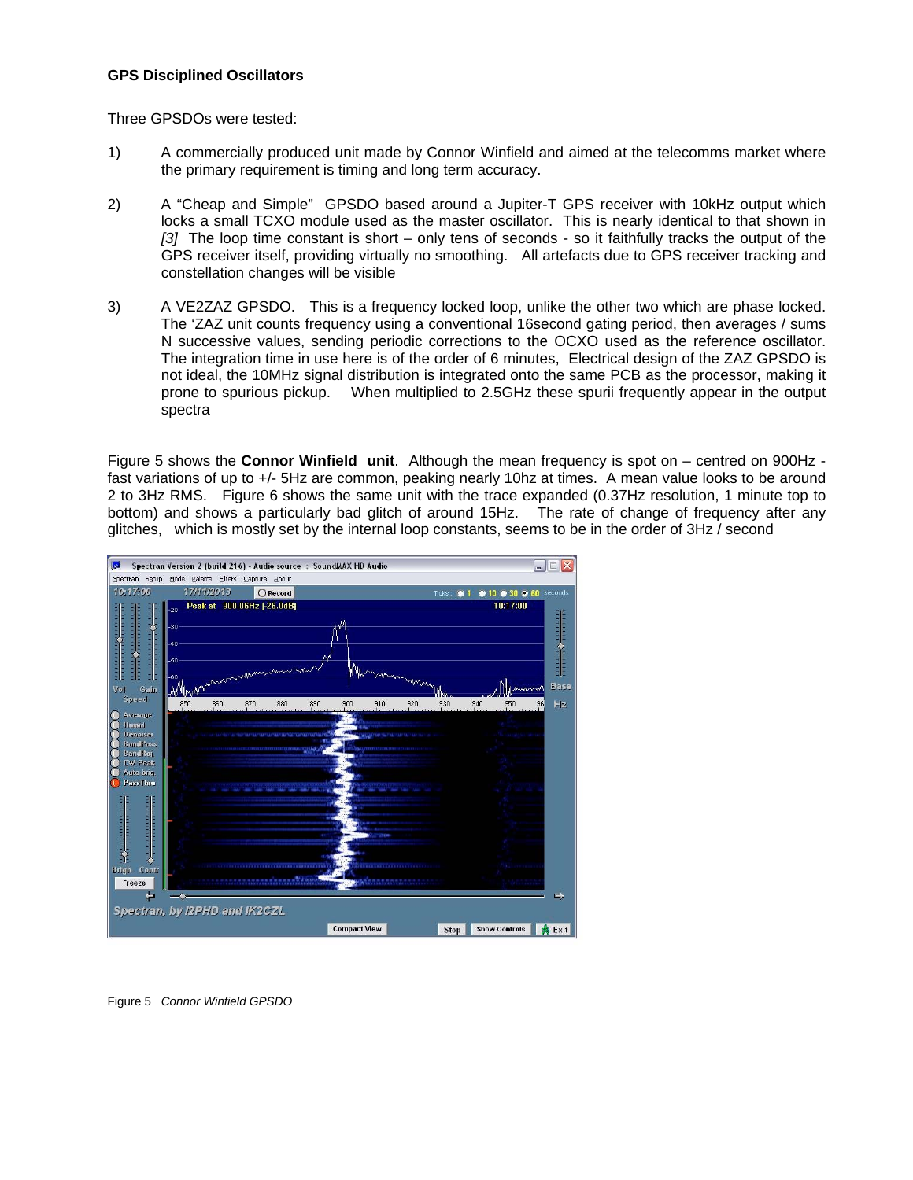**GPS Disciplined Oscillators**

Three GPSDOs were tested:

1) A commercially produced unit made by Connor Winfield and aimed at the telecomms market where the primary requirement is timing and long term accuracy.

2) A "Cheap and Simple" GPSDO based around a Jupiter-T GPS receiver with 10kHz output which locks a small TCXO module used as the master oscillator. This is nearly identical to that shown in *[3]* The loop time constant is short – only tens of seconds - so it faithfully tracks the output of the GPS receiver itself, providing virtually no smoothing. All artefacts due to GPS receiver tracking and constellation changes will be visible

3) A VE2ZAZ GPSDO. This is a frequency locked loop, unlike the other two which are phase locked. The 'ZAZ unit counts frequency using a conventional 16second gating period, then averages / sums N successive values, sending periodic corrections to the OCXO used as the reference oscillator. The integration time in use here is of the order of 6 minutes, Electrical design of the ZAZ GPSDO is not ideal, the 10MHz signal distribution is integrated onto the same PCB as the processor, making it prone to spurious pickup. When multiplied to 2.5GHz these spurii frequently appear in the output spectra

Figure 5 shows the **Connor Winfield unit**. Although the mean frequency is spot on – centred on 900Hz - fast variations of up to +/- 5Hz are common, peaking nearly 10hz at times. A mean value looks to be around 2 to 3Hz RMS. Figure 6 shows the same unit with the trace expanded (0.37Hz resolution, 1 minute top to bottom) and shows a particularly bad glitch of around 15Hz. The rate of change of frequency after any glitches, which is mostly set by the internal loop constants, seems to be in the order of 3Hz / second

Figure 5 *Connor Winfield GPSDO*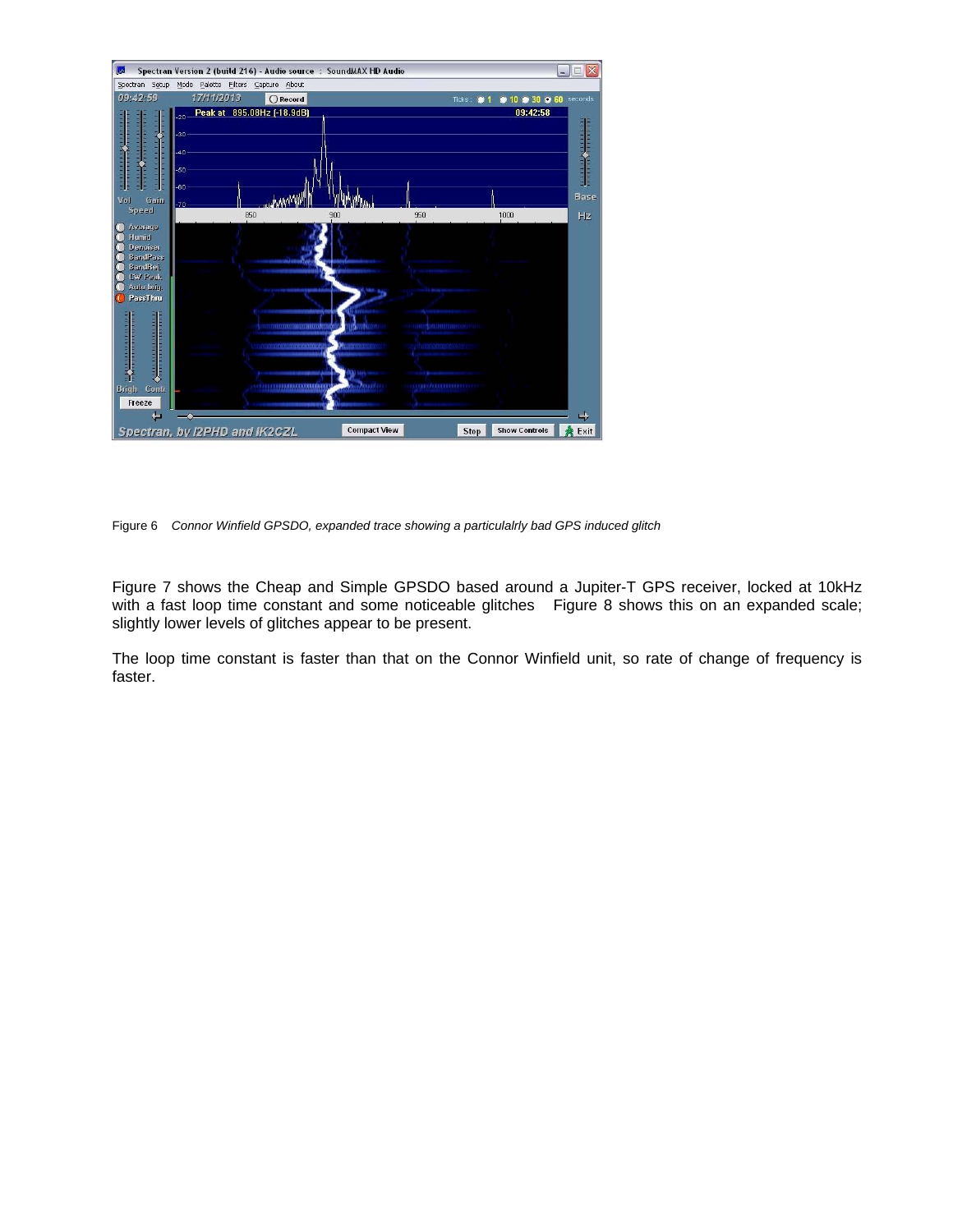Figure 6 *Connor Winfield GPSDO, expanded trace showing a particulalrly bad GPS induced glitch*

Figure 7 shows the Cheap and Simple GPSDO based around a Jupiter-T GPS receiver, locked at 10kHz with a fast loop time constant and some noticeable glitches Figure 8 shows this on an expanded scale; slightly lower levels of glitches appear to be present.

The loop time constant is faster than that on the Connor Winfield unit, so rate of change of frequency is faster.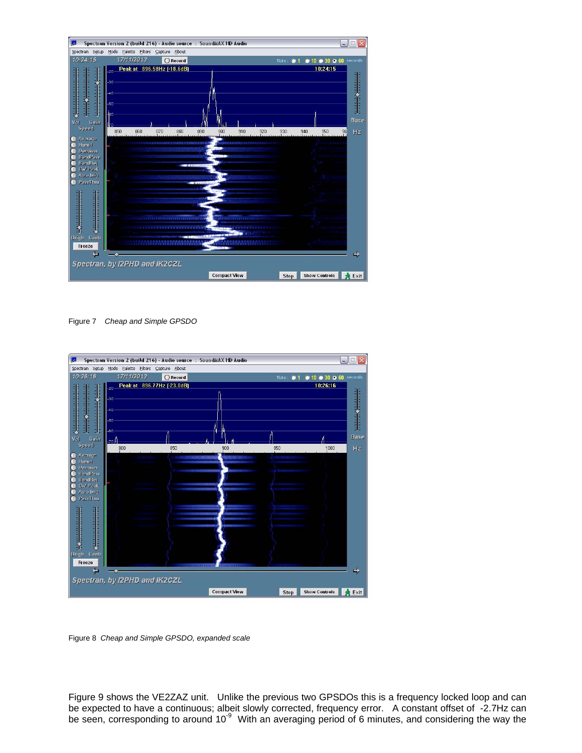Figure 7 *Cheap and Simple GPSDO*

Figure 8 *Cheap and Simple GPSDO, expanded scale*

Figure 9 shows the VE2ZAZ unit. Unlike the previous two GPSDOs this is a frequency locked loop and can be expected to have a continuous; albeit slowly corrected, frequency error. A constant offset of -2.7Hz can be seen, corresponding to around $10^{-9}$ With an averaging period of 6 minutes, and considering the way the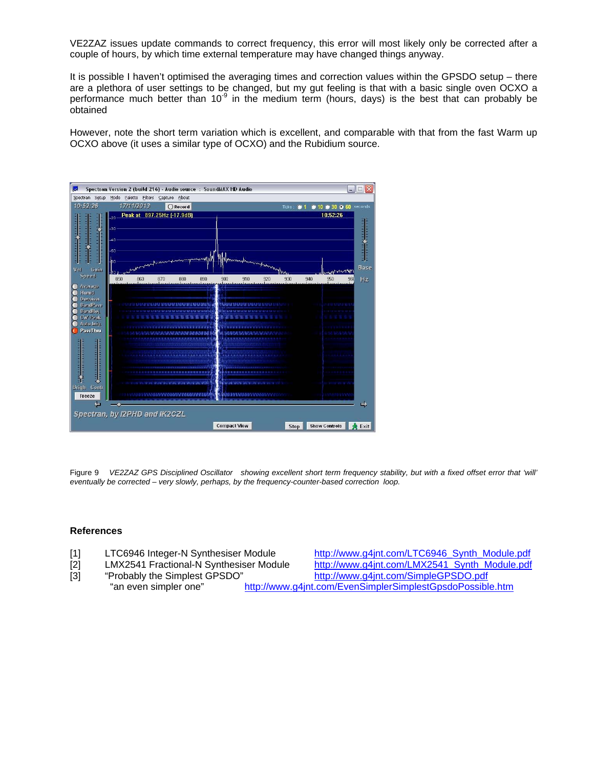VE2ZAZ issues update commands to correct frequency, this error will most likely only be corrected after a couple of hours, by which time external temperature may have changed things anyway.

It is possible I haven't optimised the averaging times and correction values within the GPSDO setup – there are a plethora of user settings to be changed, but my gut feeling is that with a basic single oven OCXO a performance much better than $10^{-9}$ in the medium term (hours, days) is the best that can probably be obtained

However, note the short term variation which is excellent, and comparable with that from the fast Warm up OCXO above (it uses a similar type of OCXO) and the Rubidium source.

Figure 9 *VE2ZAZ GPS Disciplined Oscillator showing excellent short term frequency stability, but with a fixed offset error that 'will' eventually be corrected – very slowly, perhaps, by the frequency-counter-based correction loop.*

### References

[1] LTC6946 Integer-N Synthesiser Module http://www.g4jnt.com/LTC6946_Synth_Module.pdf
[2] LMX2541 Fractional-N Synthesiser Module http://www.g4jnt.com/LMX2541_Synth_Module.pdf
[3] "Probably the Simplest GPSDO" http://www.g4jnt.com/SimpleGPSDO.pdf
"an even simpler one" http://www.g4jnt.com/EvenSimplerSimplestGpsdoPossible.htm